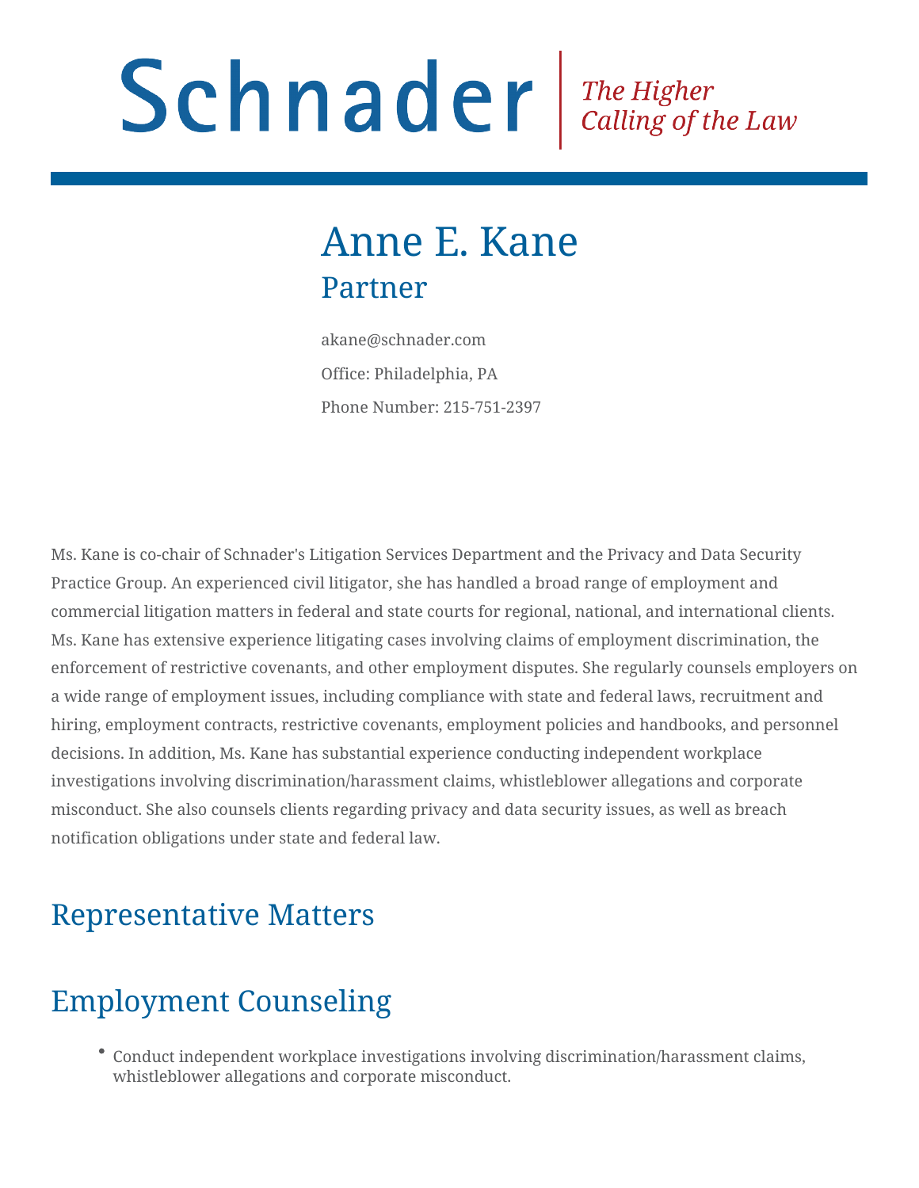Schnader | *The Higher Calling of the Law*

# Anne E. Kane

## Partner

akane@schnader.com

Office: Philadelphia, PA

Phone Number: 215-751-2397

Ms. Kane is co-chair of Schnader's Litigation Services Department and the Privacy and Data Security Practice Group. An experienced civil litigator, she has handled a broad range of employment and commercial litigation matters in federal and state courts for regional, national, and international clients. Ms. Kane has extensive experience litigating cases involving claims of employment discrimination, the enforcement of restrictive covenants, and other employment disputes. She regularly counsels employers on a wide range of employment issues, including compliance with state and federal laws, recruitment and hiring, employment contracts, restrictive covenants, employment policies and handbooks, and personnel decisions. In addition, Ms. Kane has substantial experience conducting independent workplace investigations involving discrimination/harassment claims, whistleblower allegations and corporate misconduct. She also counsels clients regarding privacy and data security issues, as well as breach notification obligations under state and federal law.

## Representative Matters

## Employment Counseling

- Conduct independent workplace investigations involving discrimination/harassment claims, whistleblower allegations and corporate misconduct.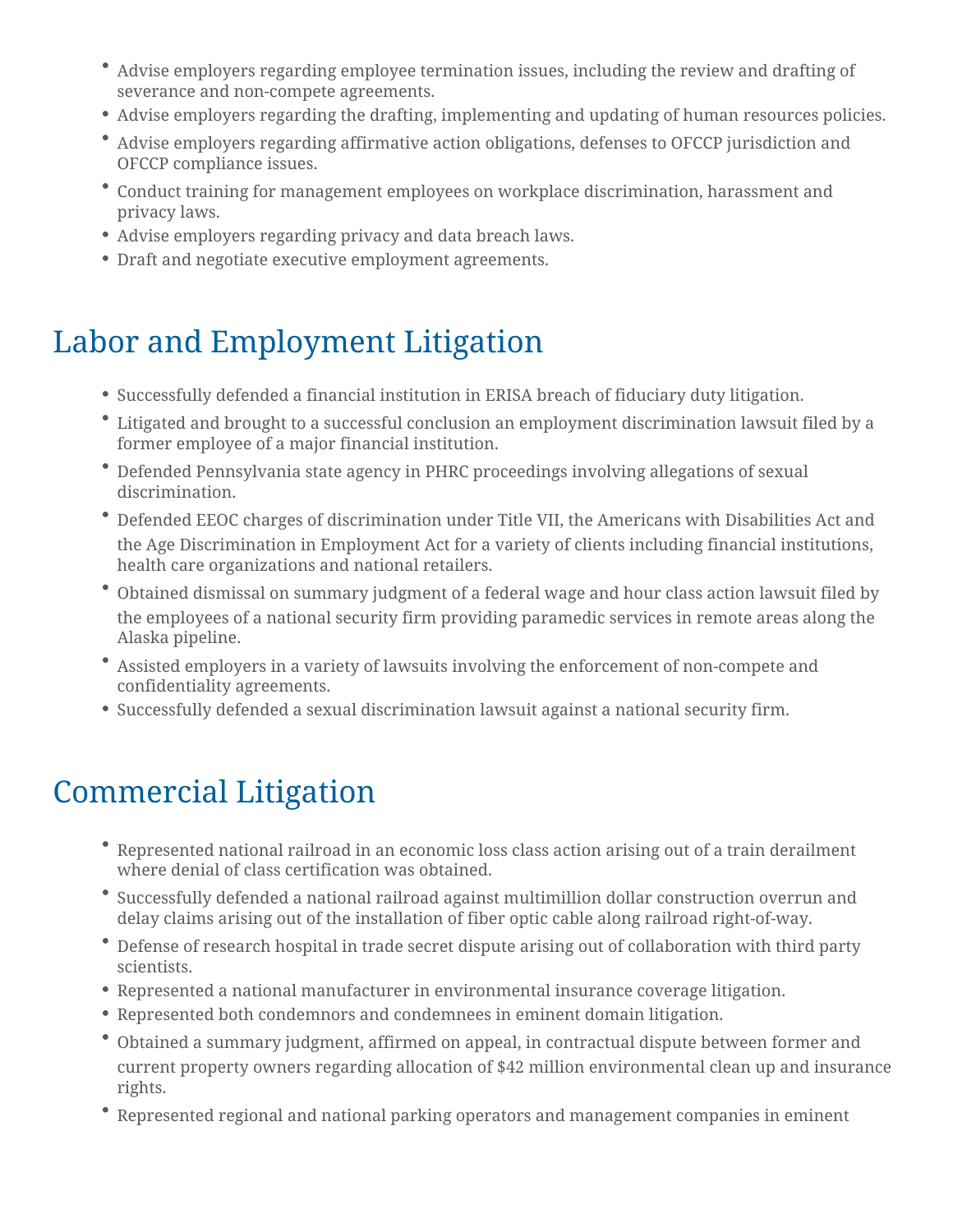- Advise employers regarding employee termination issues, including the review and drafting of severance and non-compete agreements.
- Advise employers regarding the drafting, implementing and updating of human resources policies.
- Advise employers regarding affirmative action obligations, defenses to OFCCP jurisdiction and OFCCP compliance issues.
- Conduct training for management employees on workplace discrimination, harassment and privacy laws.
- Advise employers regarding privacy and data breach laws.
- Draft and negotiate executive employment agreements.

## Labor and Employment Litigation

- Successfully defended a financial institution in ERISA breach of fiduciary duty litigation.
- Litigated and brought to a successful conclusion an employment discrimination lawsuit filed by a former employee of a major financial institution.
- Defended Pennsylvania state agency in PHRC proceedings involving allegations of sexual discrimination.
- Defended EEOC charges of discrimination under Title VII, the Americans with Disabilities Act and the Age Discrimination in Employment Act for a variety of clients including financial institutions, health care organizations and national retailers.
- Obtained dismissal on summary judgment of a federal wage and hour class action lawsuit filed by the employees of a national security firm providing paramedic services in remote areas along the Alaska pipeline.
- Assisted employers in a variety of lawsuits involving the enforcement of non-compete and confidentiality agreements.
- Successfully defended a sexual discrimination lawsuit against a national security firm.

## Commercial Litigation

- Represented national railroad in an economic loss class action arising out of a train derailment where denial of class certification was obtained.
- Successfully defended a national railroad against multimillion dollar construction overrun and delay claims arising out of the installation of fiber optic cable along railroad right-of-way.
- Defense of research hospital in trade secret dispute arising out of collaboration with third party scientists.
- Represented a national manufacturer in environmental insurance coverage litigation.
- Represented both condemnors and condemnees in eminent domain litigation.
- Obtained a summary judgment, affirmed on appeal, in contractual dispute between former and current property owners regarding allocation of $42 million environmental clean up and insurance rights.
- Represented regional and national parking operators and management companies in eminent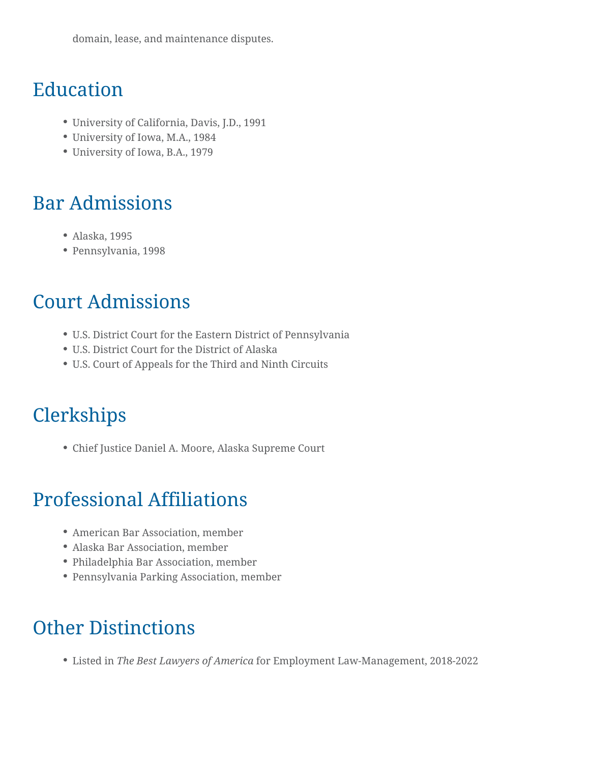domain, lease, and maintenance disputes.

## Education

- University of California, Davis, J.D., 1991
- University of Iowa, M.A., 1984
- University of Iowa, B.A., 1979

## Bar Admissions

- Alaska, 1995
- Pennsylvania, 1998

## Court Admissions

- U.S. District Court for the Eastern District of Pennsylvania
- U.S. District Court for the District of Alaska
- U.S. Court of Appeals for the Third and Ninth Circuits

## Clerkships

- Chief Justice Daniel A. Moore, Alaska Supreme Court

## Professional Affiliations

- American Bar Association, member
- Alaska Bar Association, member
- Philadelphia Bar Association, member
- Pennsylvania Parking Association, member

## Other Distinctions

- Listed in *The Best Lawyers of America* for Employment Law-Management, 2018-2022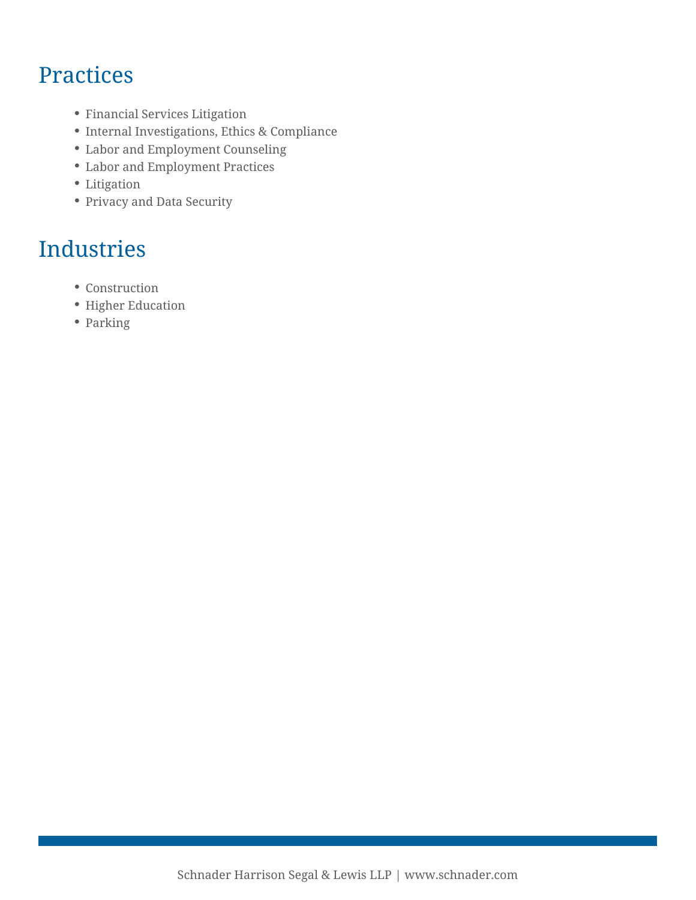## Practices

- Financial Services Litigation
- Internal Investigations, Ethics & Compliance
- Labor and Employment Counseling
- Labor and Employment Practices
- Litigation
- Privacy and Data Security

## Industries

- Construction
- Higher Education
- Parking